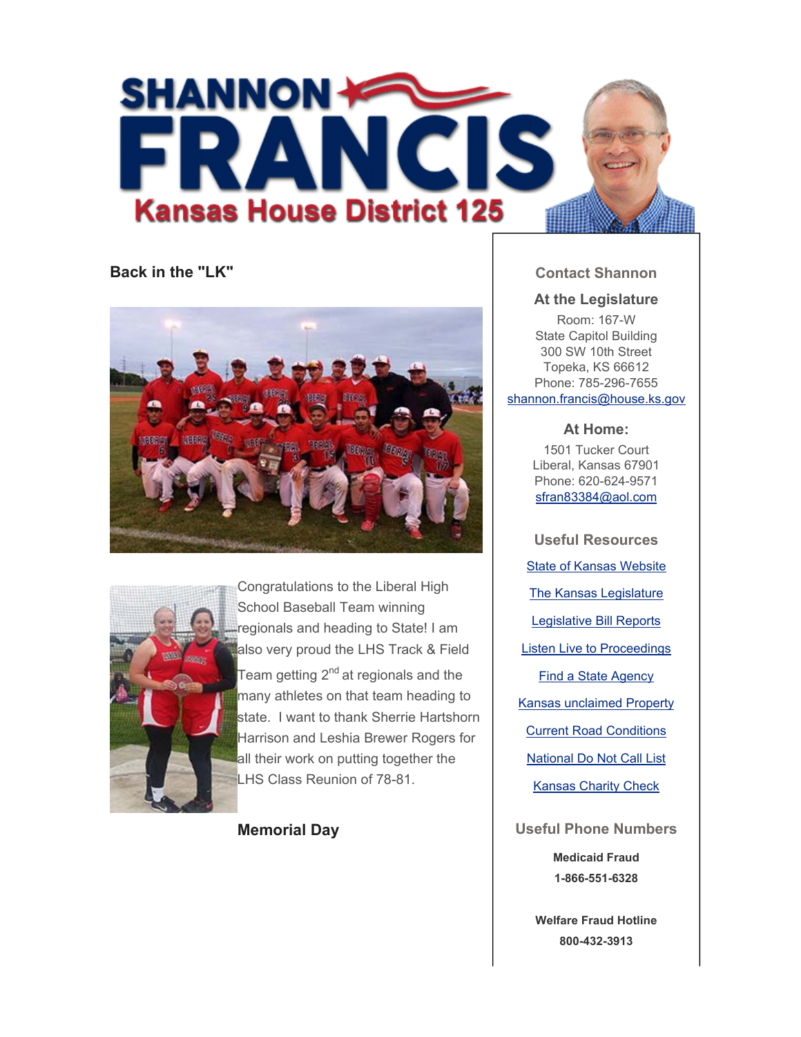# SHANNON FRANCIS

## Kansas House District 125

### Back in the "LK"

Congratulations to the Liberal High School Baseball Team winning regionals and heading to State! I am also very proud the LHS Track & Field Team getting 2nd at regionals and the many athletes on that team heading to state. I want to thank Sherrie Hartshorn Harrison and Leshia Brewer Rogers for all their work on putting together the LHS Class Reunion of 78-81.

### Memorial Day

### Contact Shannon

**At the Legislature**

Room: 167-W
State Capitol Building
300 SW 10th Street
Topeka, KS 66612
Phone: 785-296-7655
shannon.francis@house.ks.gov

**At Home:**

1501 Tucker Court
Liberal, Kansas 67901
Phone: 620-624-9571
sfran83384@aol.com

### Useful Resources

- State of Kansas Website
- The Kansas Legislature
- Legislative Bill Reports
- Listen Live to Proceedings
- Find a State Agency
- Kansas unclaimed Property
- Current Road Conditions
- National Do Not Call List
- Kansas Charity Check

### Useful Phone Numbers

**Medicaid Fraud**
**1-866-551-6328**

**Welfare Fraud Hotline**
**800-432-3913**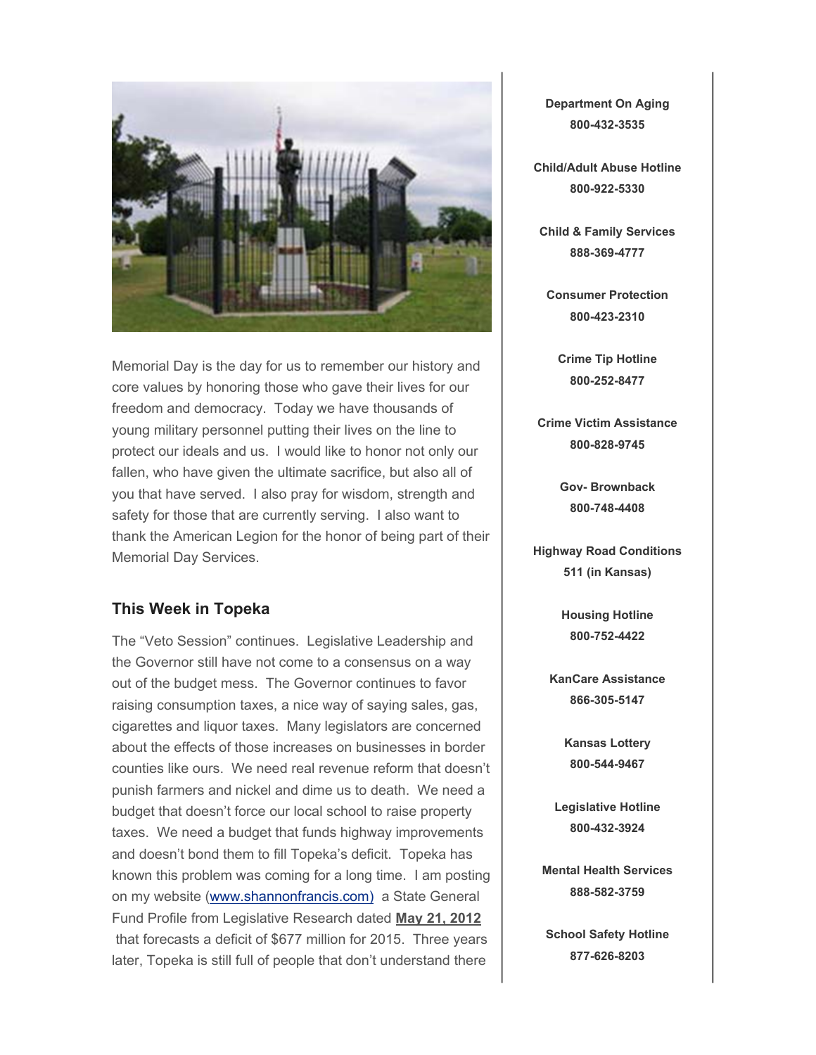Memorial Day is the day for us to remember our history and core values by honoring those who gave their lives for our freedom and democracy.  Today we have thousands of young military personnel putting their lives on the line to protect our ideals and us.  I would like to honor not only our fallen, who have given the ultimate sacrifice, but also all of you that have served.  I also pray for wisdom, strength and safety for those that are currently serving.  I also want to thank the American Legion for the honor of being part of their Memorial Day Services.

### This Week in Topeka

The "Veto Session" continues.  Legislative Leadership and the Governor still have not come to a consensus on a way out of the budget mess.  The Governor continues to favor raising consumption taxes, a nice way of saying sales, gas, cigarettes and liquor taxes.  Many legislators are concerned about the effects of those increases on businesses in border counties like ours.  We need real revenue reform that doesn't punish farmers and nickel and dime us to death.  We need a budget that doesn't force our local school to raise property taxes.  We need a budget that funds highway improvements and doesn't bond them to fill Topeka's deficit.  Topeka has known this problem was coming for a long time.  I am posting on my website (www.shannonfrancis.com)  a State General Fund Profile from Legislative Research dated **May 21, 2012** that forecasts a deficit of $677 million for 2015.  Three years later, Topeka is still full of people that don't understand there

**Department On Aging**
**800-432-3535**

**Child/Adult Abuse Hotline**
**800-922-5330**

**Child & Family Services**
**888-369-4777**

**Consumer Protection**
**800-423-2310**

**Crime Tip Hotline**
**800-252-8477**

**Crime Victim Assistance**
**800-828-9745**

**Gov- Brownback**
**800-748-4408**

**Highway Road Conditions**
**511 (in Kansas)**

**Housing Hotline**
**800-752-4422**

**KanCare Assistance**
**866-305-5147**

**Kansas Lottery**
**800-544-9467**

**Legislative Hotline**
**800-432-3924**

**Mental Health Services**
**888-582-3759**

**School Safety Hotline**
**877-626-8203**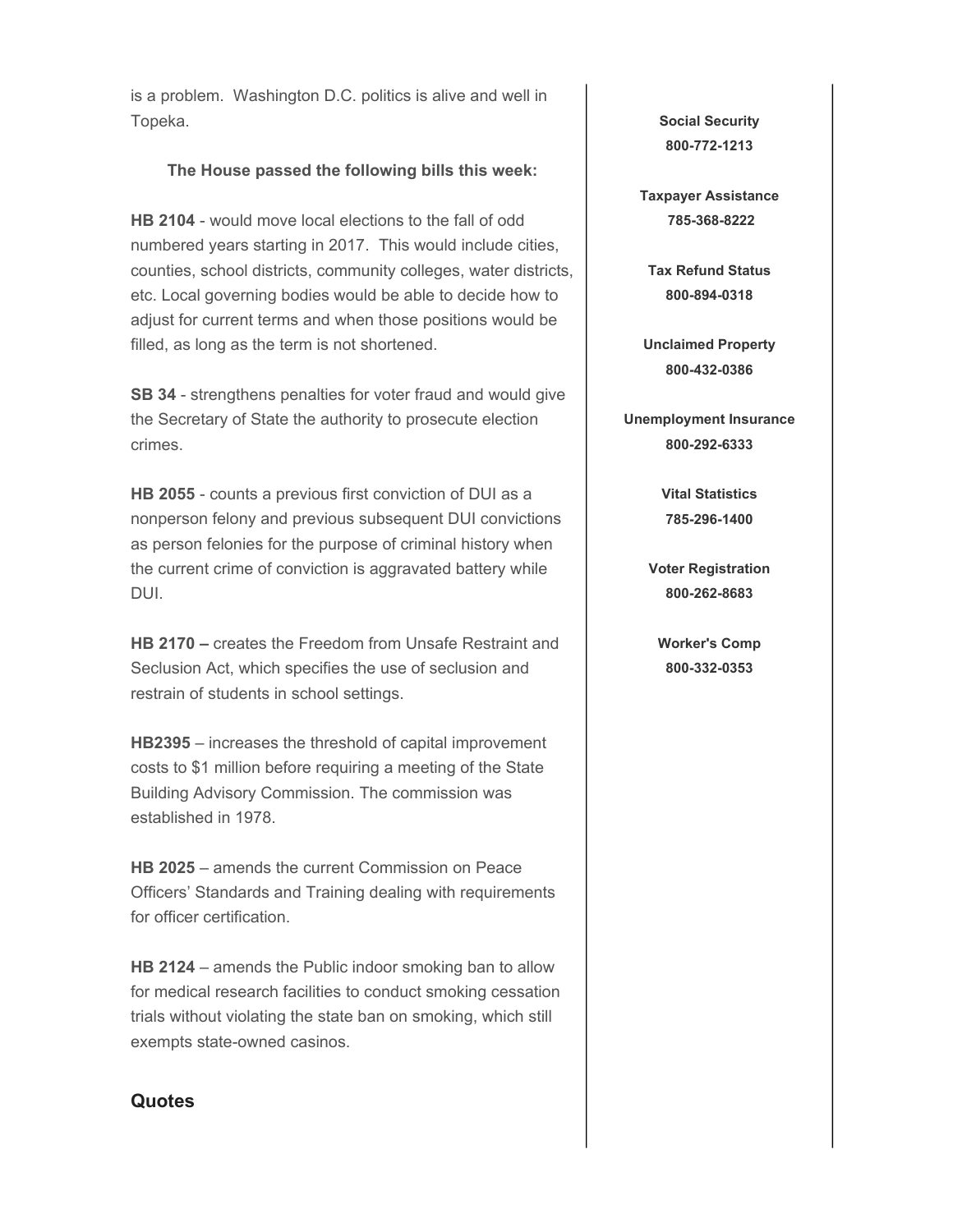is a problem.  Washington D.C. politics is alive and well in Topeka.

**The House passed the following bills this week:**

**HB 2104** - would move local elections to the fall of odd numbered years starting in 2017.  This would include cities, counties, school districts, community colleges, water districts, etc. Local governing bodies would be able to decide how to adjust for current terms and when those positions would be filled, as long as the term is not shortened.

**SB 34** - strengthens penalties for voter fraud and would give the Secretary of State the authority to prosecute election crimes.

**HB 2055** - counts a previous first conviction of DUI as a nonperson felony and previous subsequent DUI convictions as person felonies for the purpose of criminal history when the current crime of conviction is aggravated battery while DUI.

**HB 2170 –** creates the Freedom from Unsafe Restraint and Seclusion Act, which specifies the use of seclusion and restrain of students in school settings.

**HB2395** – increases the threshold of capital improvement costs to $1 million before requiring a meeting of the State Building Advisory Commission. The commission was established in 1978.

**HB 2025** – amends the current Commission on Peace Officers' Standards and Training dealing with requirements for officer certification.

**HB 2124** – amends the Public indoor smoking ban to allow for medical research facilities to conduct smoking cessation trials without violating the state ban on smoking, which still exempts state-owned casinos.

## Quotes

**Social Security**
**800-772-1213**

**Taxpayer Assistance**
**785-368-8222**

**Tax Refund Status**
**800-894-0318**

**Unclaimed Property**
**800-432-0386**

**Unemployment Insurance**
**800-292-6333**

**Vital Statistics**
**785-296-1400**

**Voter Registration**
**800-262-8683**

**Worker's Comp**
**800-332-0353**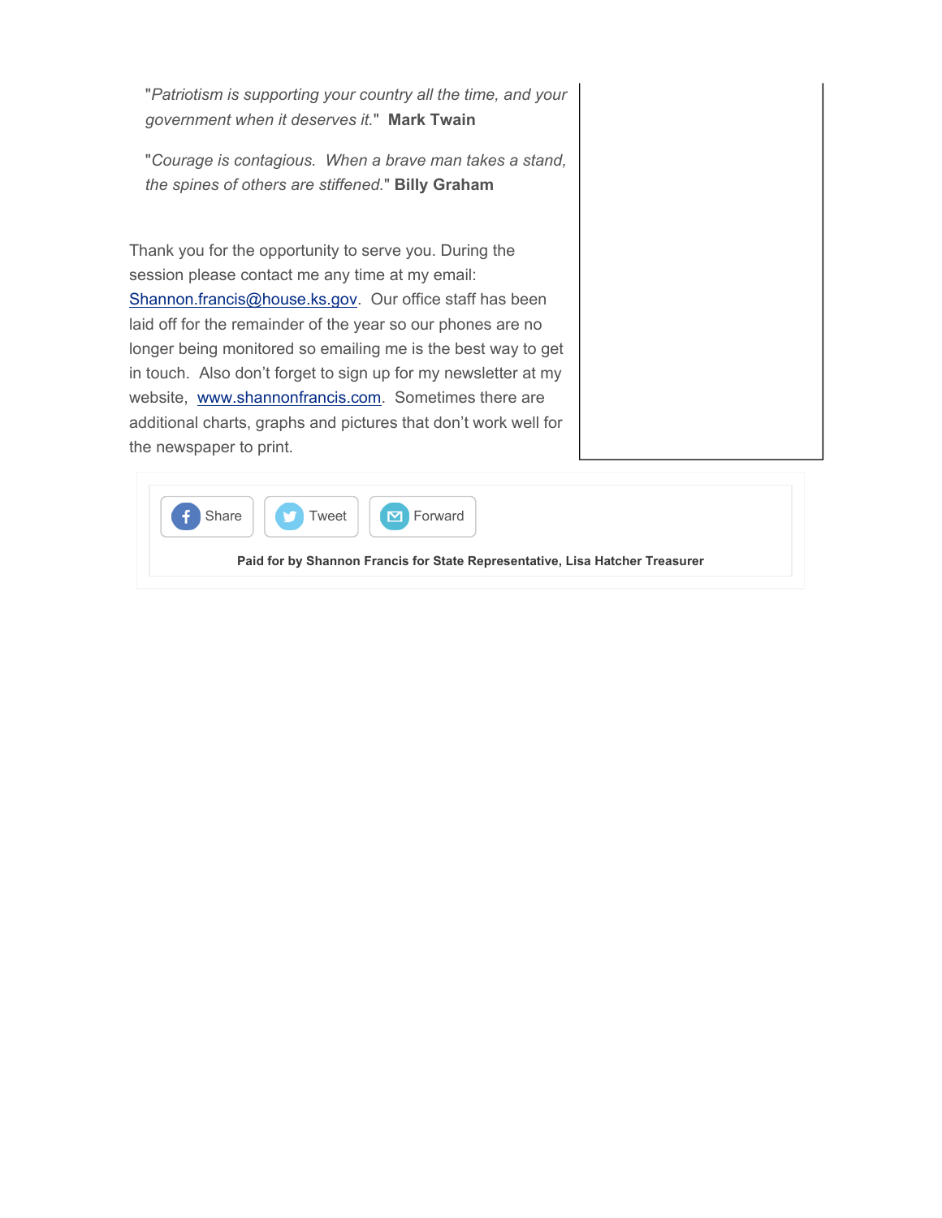"*Patriotism is supporting your country all the time, and your government when it deserves it.*" **Mark Twain**

"*Courage is contagious. When a brave man takes a stand, the spines of others are stiffened.*" **Billy Graham**

Thank you for the opportunity to serve you. During the session please contact me any time at my email: Shannon.francis@house.ks.gov. Our office staff has been laid off for the remainder of the year so our phones are no longer being monitored so emailing me is the best way to get in touch. Also don't forget to sign up for my newsletter at my website, www.shannonfrancis.com. Sometimes there are additional charts, graphs and pictures that don't work well for the newspaper to print.

Share Tweet Forward

**Paid for by Shannon Francis for State Representative, Lisa Hatcher Treasurer**